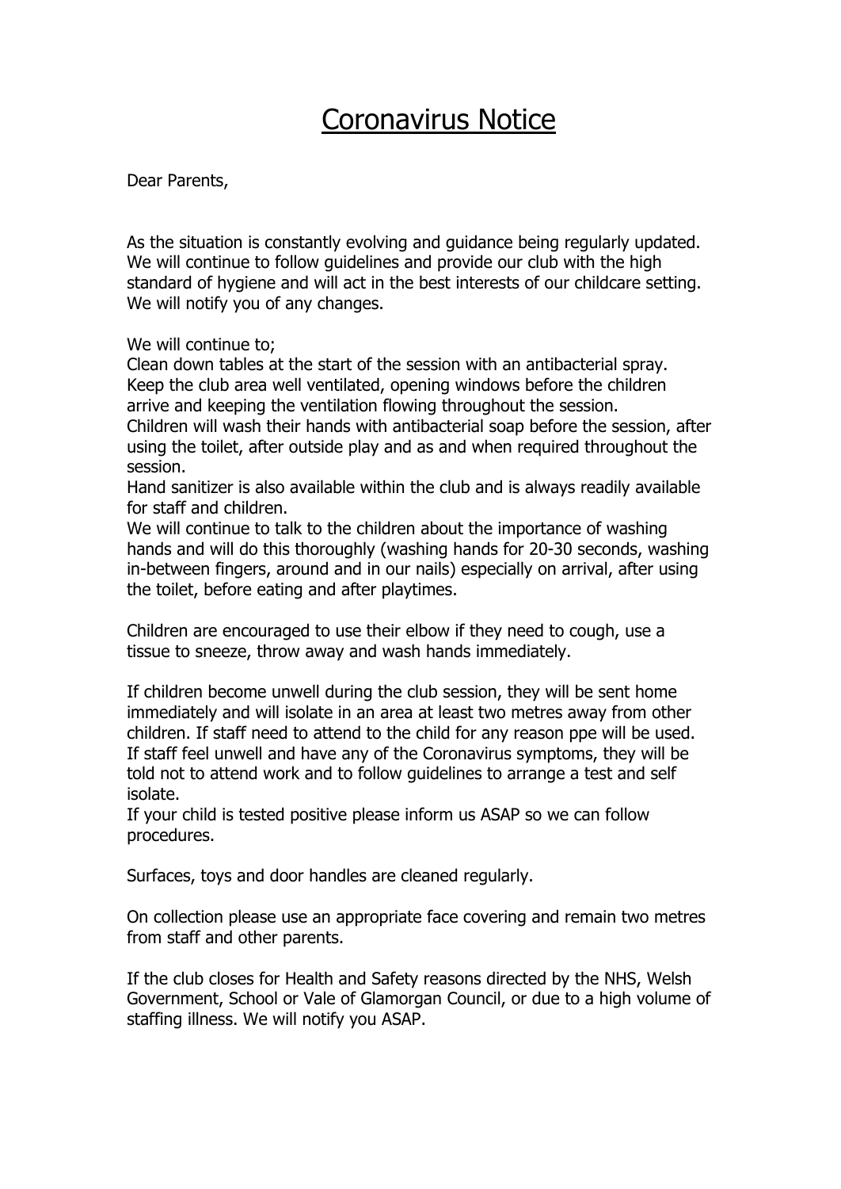# Coronavirus Notice

Dear Parents,

As the situation is constantly evolving and guidance being regularly updated. We will continue to follow guidelines and provide our club with the high standard of hygiene and will act in the best interests of our childcare setting. We will notify you of any changes.

We will continue to;
Clean down tables at the start of the session with an antibacterial spray.
Keep the club area well ventilated, opening windows before the children arrive and keeping the ventilation flowing throughout the session.
Children will wash their hands with antibacterial soap before the session, after using the toilet, after outside play and as and when required throughout the session.
Hand sanitizer is also available within the club and is always readily available for staff and children.
We will continue to talk to the children about the importance of washing hands and will do this thoroughly (washing hands for 20-30 seconds, washing in-between fingers, around and in our nails) especially on arrival, after using the toilet, before eating and after playtimes.

Children are encouraged to use their elbow if they need to cough, use a tissue to sneeze, throw away and wash hands immediately.

If children become unwell during the club session, they will be sent home immediately and will isolate in an area at least two metres away from other children. If staff need to attend to the child for any reason ppe will be used.
If staff feel unwell and have any of the Coronavirus symptoms, they will be told not to attend work and to follow guidelines to arrange a test and self isolate.
If your child is tested positive please inform us ASAP so we can follow procedures.

Surfaces, toys and door handles are cleaned regularly.

On collection please use an appropriate face covering and remain two metres from staff and other parents.

If the club closes for Health and Safety reasons directed by the NHS, Welsh Government, School or Vale of Glamorgan Council, or due to a high volume of staffing illness. We will notify you ASAP.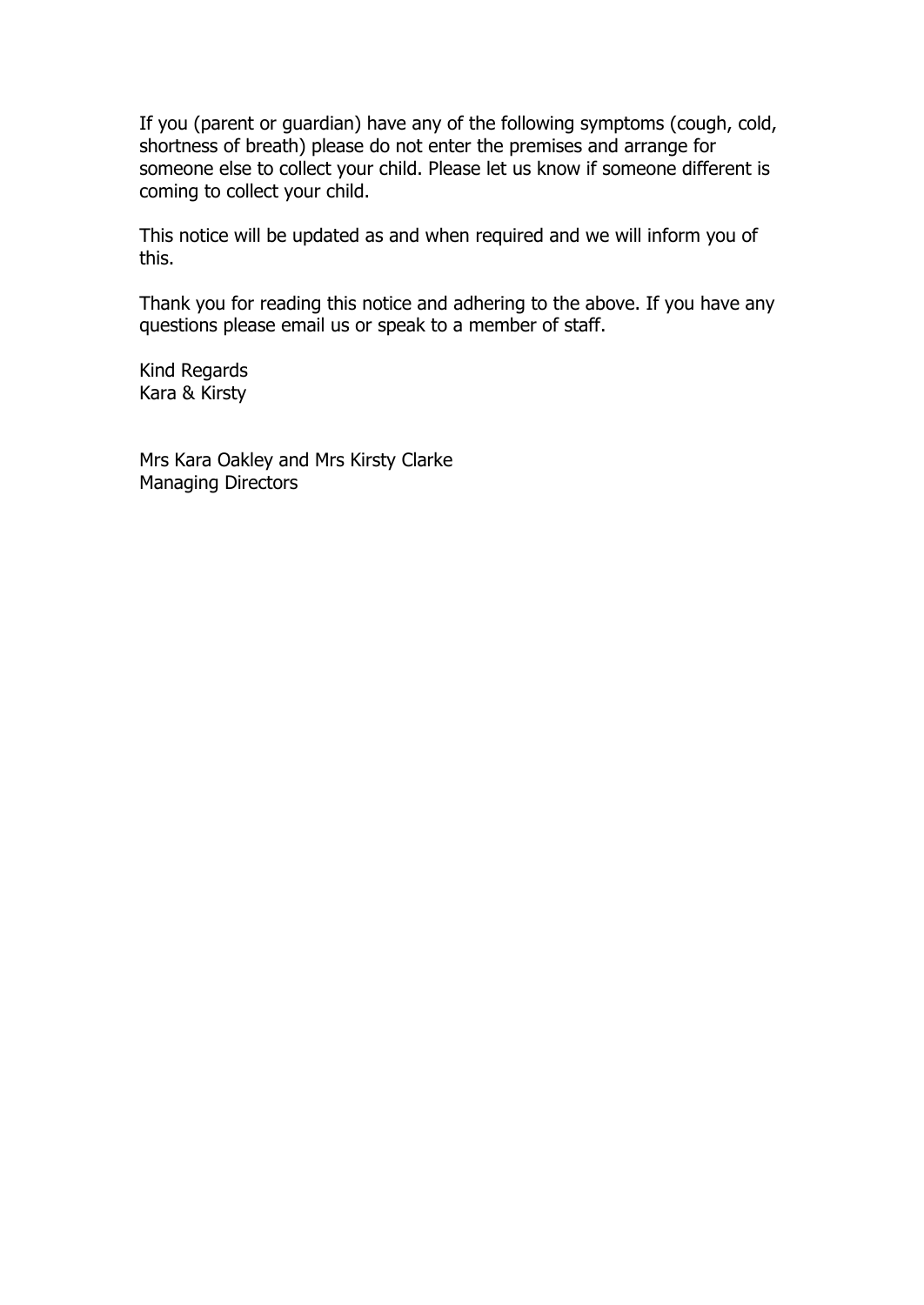If you (parent or guardian) have any of the following symptoms (cough, cold, shortness of breath) please do not enter the premises and arrange for someone else to collect your child. Please let us know if someone different is coming to collect your child.

This notice will be updated as and when required and we will inform you of this.

Thank you for reading this notice and adhering to the above. If you have any questions please email us or speak to a member of staff.

Kind Regards
Kara & Kirsty

Mrs Kara Oakley and Mrs Kirsty Clarke
Managing Directors